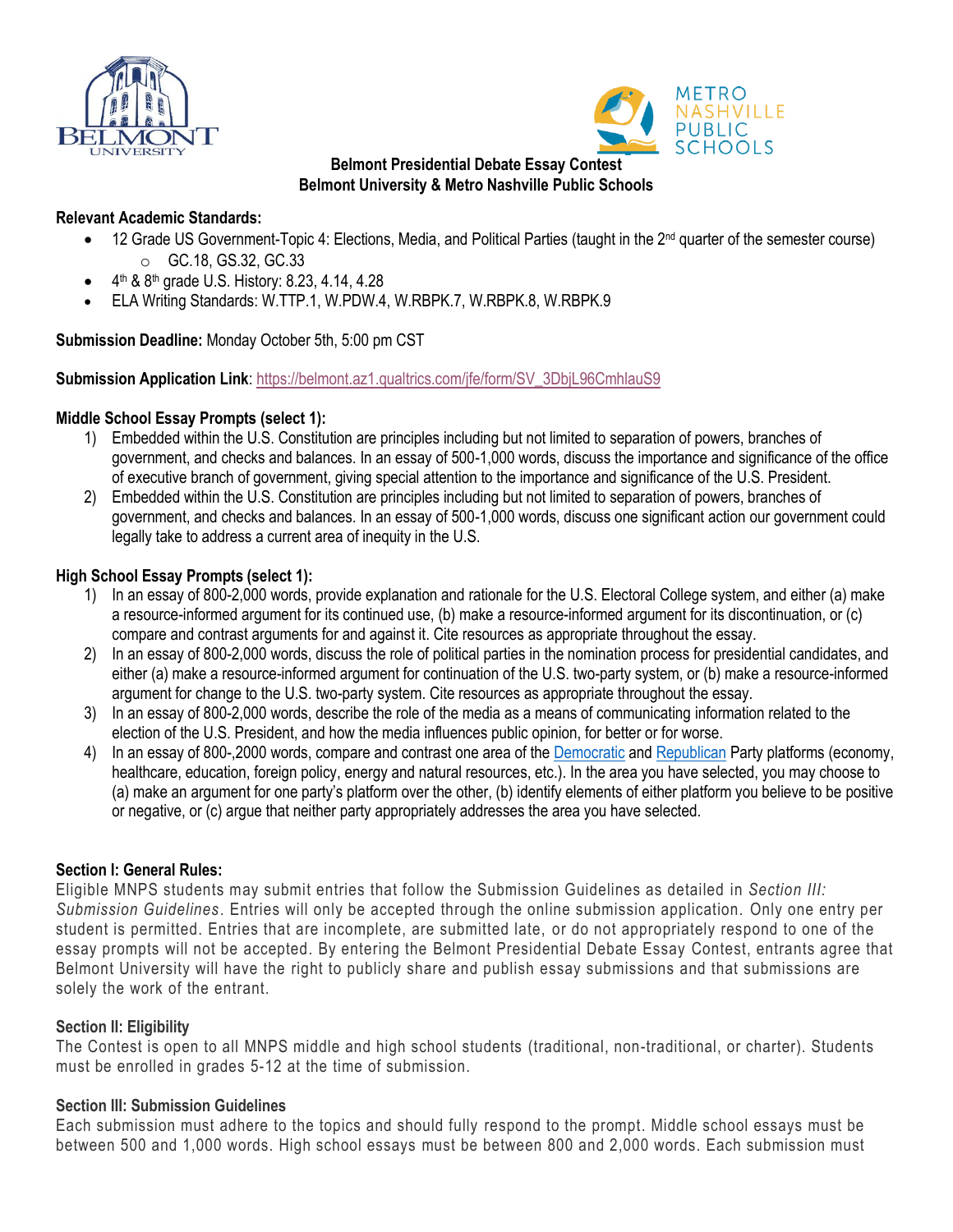**Belmont Presidential Debate Essay Contest**
**Belmont University & Metro Nashville Public Schools**

**Relevant Academic Standards:**

- 12 Grade US Government-Topic 4: Elections, Media, and Political Parties (taught in the 2nd quarter of the semester course)
  - GC.18, GS.32, GC.33
- 4th & 8th grade U.S. History: 8.23, 4.14, 4.28
- ELA Writing Standards: W.TTP.1, W.PDW.4, W.RBPK.7, W.RBPK.8, W.RBPK.9

**Submission Deadline:** Monday October 5th, 5:00 pm CST

**Submission Application Link**: https://belmont.az1.qualtrics.com/jfe/form/SV_3DbjL96CmhlauS9

**Middle School Essay Prompts (select 1):**

1) Embedded within the U.S. Constitution are principles including but not limited to separation of powers, branches of government, and checks and balances. In an essay of 500-1,000 words, discuss the importance and significance of the office of executive branch of government, giving special attention to the importance and significance of the U.S. President.
2) Embedded within the U.S. Constitution are principles including but not limited to separation of powers, branches of government, and checks and balances. In an essay of 500-1,000 words, discuss one significant action our government could legally take to address a current area of inequity in the U.S.

**High School Essay Prompts (select 1):**

1) In an essay of 800-2,000 words, provide explanation and rationale for the U.S. Electoral College system, and either (a) make a resource-informed argument for its continued use, (b) make a resource-informed argument for its discontinuation, or (c) compare and contrast arguments for and against it. Cite resources as appropriate throughout the essay.
2) In an essay of 800-2,000 words, discuss the role of political parties in the nomination process for presidential candidates, and either (a) make a resource-informed argument for continuation of the U.S. two-party system, or (b) make a resource-informed argument for change to the U.S. two-party system. Cite resources as appropriate throughout the essay.
3) In an essay of 800-2,000 words, describe the role of the media as a means of communicating information related to the election of the U.S. President, and how the media influences public opinion, for better or for worse.
4) In an essay of 800-,2000 words, compare and contrast one area of the Democratic and Republican Party platforms (economy, healthcare, education, foreign policy, energy and natural resources, etc.). In the area you have selected, you may choose to (a) make an argument for one party's platform over the other, (b) identify elements of either platform you believe to be positive or negative, or (c) argue that neither party appropriately addresses the area you have selected.

**Section I: General Rules:**

Eligible MNPS students may submit entries that follow the Submission Guidelines as detailed in *Section III: Submission Guidelines*. Entries will only be accepted through the online submission application. Only one entry per student is permitted. Entries that are incomplete, are submitted late, or do not appropriately respond to one of the essay prompts will not be accepted. By entering the Belmont Presidential Debate Essay Contest, entrants agree that Belmont University will have the right to publicly share and publish essay submissions and that submissions are solely the work of the entrant.

**Section II: Eligibility**

The Contest is open to all MNPS middle and high school students (traditional, non-traditional, or charter). Students must be enrolled in grades 5-12 at the time of submission.

**Section III: Submission Guidelines**

Each submission must adhere to the topics and should fully respond to the prompt. Middle school essays must be between 500 and 1,000 words. High school essays must be between 800 and 2,000 words. Each submission must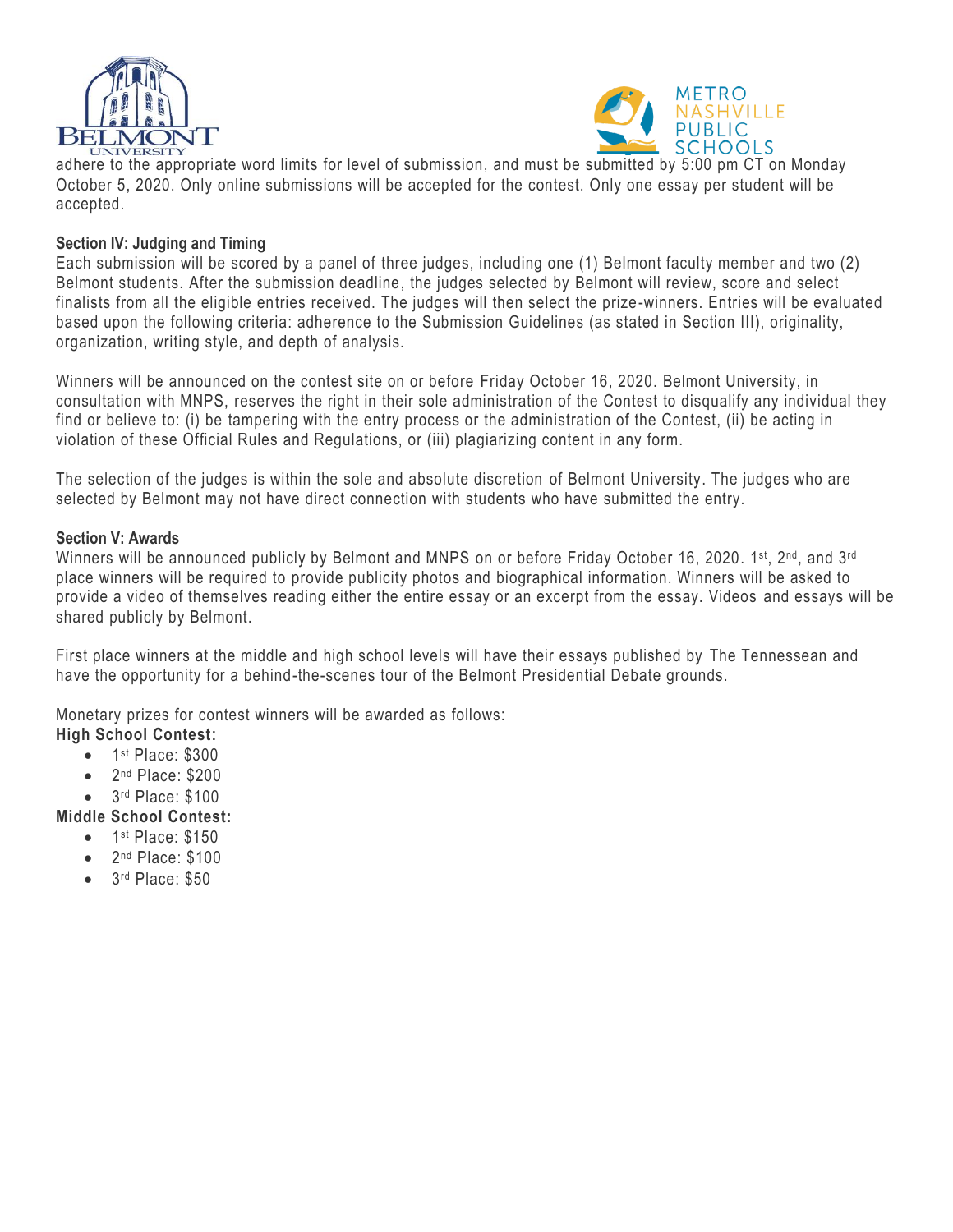adhere to the appropriate word limits for level of submission, and must be submitted by 5:00 pm CT on Monday October 5, 2020. Only online submissions will be accepted for the contest. Only one essay per student will be accepted.

**Section IV: Judging and Timing**

Each submission will be scored by a panel of three judges, including one (1) Belmont faculty member and two (2) Belmont students. After the submission deadline, the judges selected by Belmont will review, score and select finalists from all the eligible entries received. The judges will then select the prize-winners. Entries will be evaluated based upon the following criteria: adherence to the Submission Guidelines (as stated in Section III), originality, organization, writing style, and depth of analysis.

Winners will be announced on the contest site on or before Friday October 16, 2020. Belmont University, in consultation with MNPS, reserves the right in their sole administration of the Contest to disqualify any individual they find or believe to: (i) be tampering with the entry process or the administration of the Contest, (ii) be acting in violation of these Official Rules and Regulations, or (iii) plagiarizing content in any form.

The selection of the judges is within the sole and absolute discretion of Belmont University. The judges who are selected by Belmont may not have direct connection with students who have submitted the entry.

**Section V: Awards**

Winners will be announced publicly by Belmont and MNPS on or before Friday October 16, 2020. 1st, 2nd, and 3rd place winners will be required to provide publicity photos and biographical information. Winners will be asked to provide a video of themselves reading either the entire essay or an excerpt from the essay. Videos and essays will be shared publicly by Belmont.

First place winners at the middle and high school levels will have their essays published by The Tennessean and have the opportunity for a behind-the-scenes tour of the Belmont Presidential Debate grounds.

Monetary prizes for contest winners will be awarded as follows:

**High School Contest:**

- 1st Place: $300
- 2nd Place: $200
- 3rd Place: $100

**Middle School Contest:**

- 1st Place: $150
- 2nd Place: $100
- 3rd Place: $50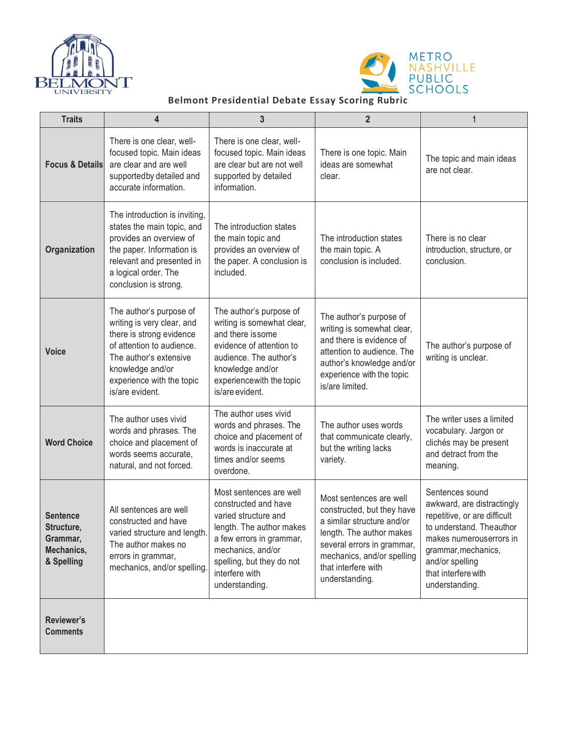## Belmont Presidential Debate Essay Scoring Rubric

| Traits | 4 | 3 | 2 | 1 |
|---|---|---|---|---|
| **Focus & Details** | There is one clear, well-focused topic. Main ideas are clear and are well supportedby detailed and accurate information. | There is one clear, well-focused topic. Main ideas are clear but are not well supported by detailed information. | There is one topic. Main ideas are somewhat clear. | The topic and main ideas are not clear. |
| **Organization** | The introduction is inviting, states the main topic, and provides an overview of the paper. Information is relevant and presented in a logical order. The conclusion is strong. | The introduction states the main topic and provides an overview of the paper. A conclusion is included. | The introduction states the main topic. A conclusion is included. | There is no clear introduction, structure, or conclusion. |
| **Voice** | The author's purpose of writing is very clear, and there is strong evidence of attention to audience. The author's extensive knowledge and/or experience with the topic is/are evident. | The author's purpose of writing is somewhat clear, and there is some evidence of attention to audience. The author's knowledge and/or experiencewith the topic is/are evident. | The author's purpose of writing is somewhat clear, and there is evidence of attention to audience. The author's knowledge and/or experience with the topic is/are limited. | The author's purpose of writing is unclear. |
| **Word Choice** | The author uses vivid words and phrases. The choice and placement of words seems accurate, natural, and not forced. | The author uses vivid words and phrases. The choice and placement of words is inaccurate at times and/or seems overdone. | The author uses words that communicate clearly, but the writing lacks variety. | The writer uses a limited vocabulary. Jargon or clichés may be present and detract from the meaning. |
| **Sentence Structure, Grammar, Mechanics, & Spelling** | All sentences are well constructed and have varied structure and length. The author makes no errors in grammar, mechanics, and/or spelling. | Most sentences are well constructed and have varied structure and length. The author makes a few errors in grammar, mechanics, and/or spelling, but they do not interfere with understanding. | Most sentences are well constructed, but they have a similar structure and/or length. The author makes several errors in grammar, mechanics, and/or spelling that interfere with understanding. | Sentences sound awkward, are distractingly repetitive, or are difficult to understand. Theauthor makes numerouserrors in grammar,mechanics, and/or spelling that interfere with understanding. |
| **Reviewer's Comments** | | | | |